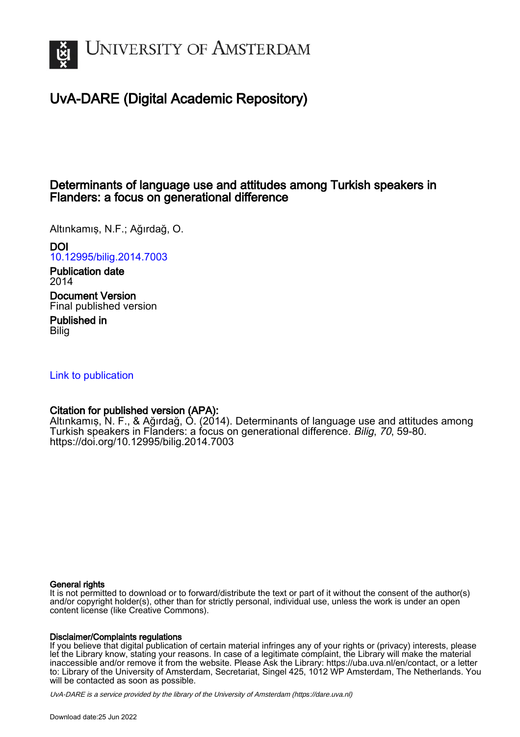# UvA-DARE (Digital Academic Repository)

## Determinants of language use and attitudes among Turkish speakers in Flanders: a focus on generational difference

Altınkamış, N.F.; Ağırdağ, O.

**DOI**
10.12995/bilig.2014.7003

**Publication date**
2014

**Document Version**
Final published version

**Published in**
Bilig

Link to publication

**Citation for published version (APA):**
Altınkamış, N. F., & Ağırdağ, O. (2014). Determinants of language use and attitudes among Turkish speakers in Flanders: a focus on generational difference. *Bilig*, *70*, 59-80. https://doi.org/10.12995/bilig.2014.7003

**General rights**
It is not permitted to download or to forward/distribute the text or part of it without the consent of the author(s) and/or copyright holder(s), other than for strictly personal, individual use, unless the work is under an open content license (like Creative Commons).

**Disclaimer/Complaints regulations**
If you believe that digital publication of certain material infringes any of your rights or (privacy) interests, please let the Library know, stating your reasons. In case of a legitimate complaint, the Library will make the material inaccessible and/or remove it from the website. Please Ask the Library: https://uba.uva.nl/en/contact, or a letter to: Library of the University of Amsterdam, Secretariat, Singel 425, 1012 WP Amsterdam, The Netherlands. You will be contacted as soon as possible.

*UvA-DARE is a service provided by the library of the University of Amsterdam (https://dare.uva.nl)*

Download date:25 Jun 2022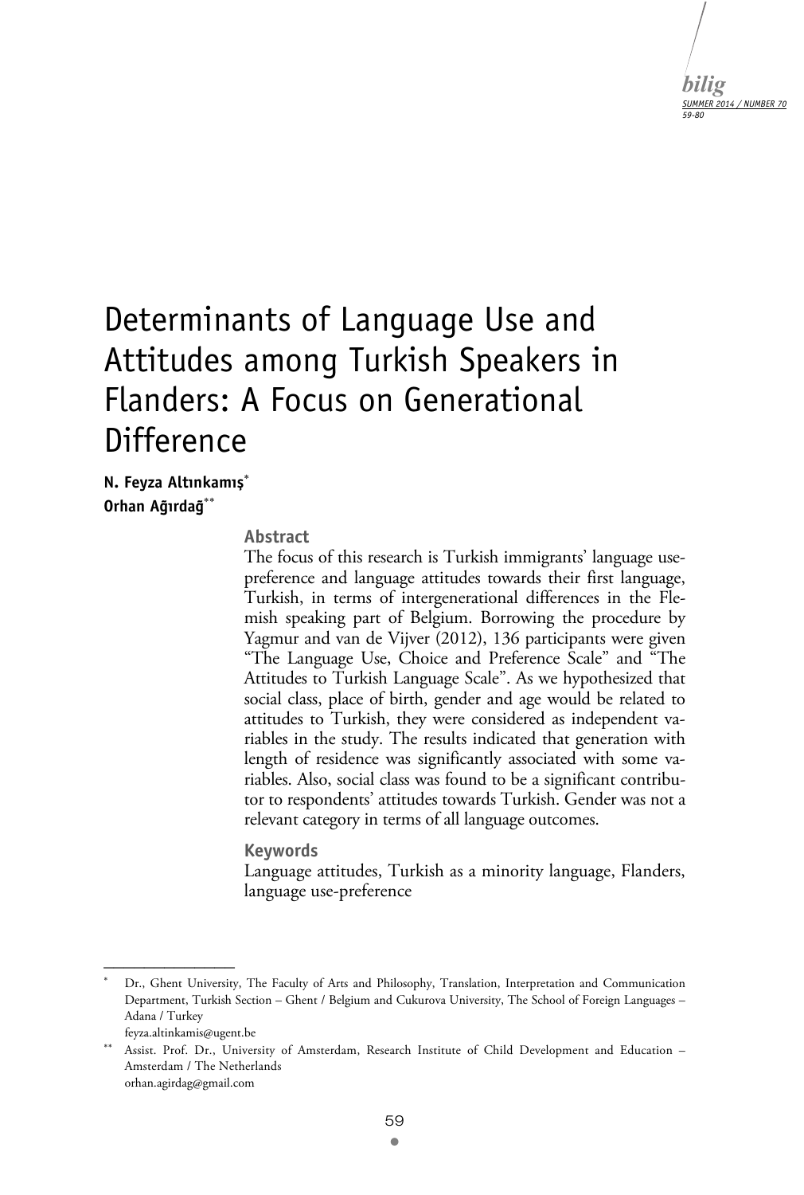// Determinants of Language Use and Attitudes among Turkish Speakers in Flanders: A Focus on Generational Difference

# Determinants of Language Use and Attitudes among Turkish Speakers in Flanders: A Focus on Generational Difference

**N. Feyza Altınkamış**[*]
**Orhan Ağırdağ**[**]

## Abstract

The focus of this research is Turkish immigrants' language use-preference and language attitudes towards their first language, Turkish, in terms of intergenerational differences in the Flemish speaking part of Belgium. Borrowing the procedure by Yagmur and van de Vijver (2012), 136 participants were given "The Language Use, Choice and Preference Scale" and "The Attitudes to Turkish Language Scale". As we hypothesized that social class, place of birth, gender and age would be related to attitudes to Turkish, they were considered as independent variables in the study. The results indicated that generation with length of residence was significantly associated with some variables. Also, social class was found to be a significant contributor to respondents' attitudes towards Turkish. Gender was not a relevant category in terms of all language outcomes.

## Keywords

Language attitudes, Turkish as a minority language, Flanders, language use-preference

---

[*] Dr., Ghent University, The Faculty of Arts and Philosophy, Translation, Interpretation and Communication Department, Turkish Section – Ghent / Belgium and Cukurova University, The School of Foreign Languages – Adana / Turkey
feyza.altinkamis@ugent.be

[**] Assist. Prof. Dr., University of Amsterdam, Research Institute of Child Development and Education – Amsterdam / The Netherlands
orhan.agirdag@gmail.com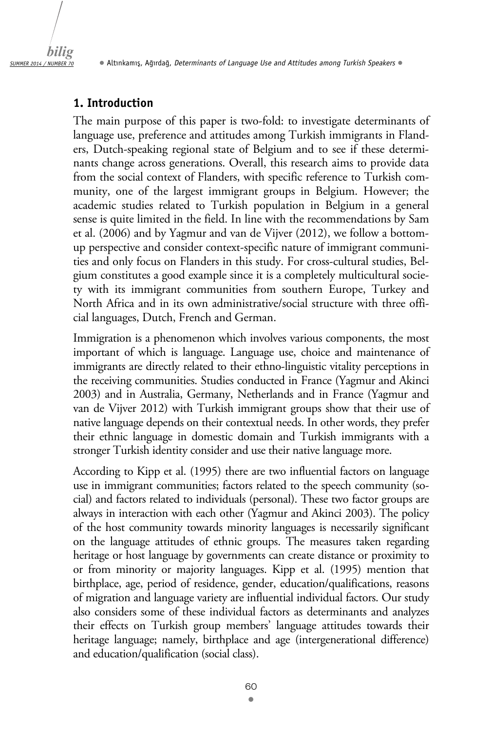## 1. Introduction

The main purpose of this paper is two-fold: to investigate determinants of language use, preference and attitudes among Turkish immigrants in Flanders, Dutch-speaking regional state of Belgium and to see if these determinants change across generations. Overall, this research aims to provide data from the social context of Flanders, with specific reference to Turkish community, one of the largest immigrant groups in Belgium. However; the academic studies related to Turkish population in Belgium in a general sense is quite limited in the field. In line with the recommendations by Sam et al. (2006) and by Yagmur and van de Vijver (2012), we follow a bottom-up perspective and consider context-specific nature of immigrant communities and only focus on Flanders in this study. For cross-cultural studies, Belgium constitutes a good example since it is a completely multicultural society with its immigrant communities from southern Europe, Turkey and North Africa and in its own administrative/social structure with three official languages, Dutch, French and German.

Immigration is a phenomenon which involves various components, the most important of which is language. Language use, choice and maintenance of immigrants are directly related to their ethno-linguistic vitality perceptions in the receiving communities. Studies conducted in France (Yagmur and Akinci 2003) and in Australia, Germany, Netherlands and in France (Yagmur and van de Vijver 2012) with Turkish immigrant groups show that their use of native language depends on their contextual needs. In other words, they prefer their ethnic language in domestic domain and Turkish immigrants with a stronger Turkish identity consider and use their native language more.

According to Kipp et al. (1995) there are two influential factors on language use in immigrant communities; factors related to the speech community (social) and factors related to individuals (personal). These two factor groups are always in interaction with each other (Yagmur and Akinci 2003). The policy of the host community towards minority languages is necessarily significant on the language attitudes of ethnic groups. The measures taken regarding heritage or host language by governments can create distance or proximity to or from minority or majority languages. Kipp et al. (1995) mention that birthplace, age, period of residence, gender, education/qualifications, reasons of migration and language variety are influential individual factors. Our study also considers some of these individual factors as determinants and analyzes their effects on Turkish group members' language attitudes towards their heritage language; namely, birthplace and age (intergenerational difference) and education/qualification (social class).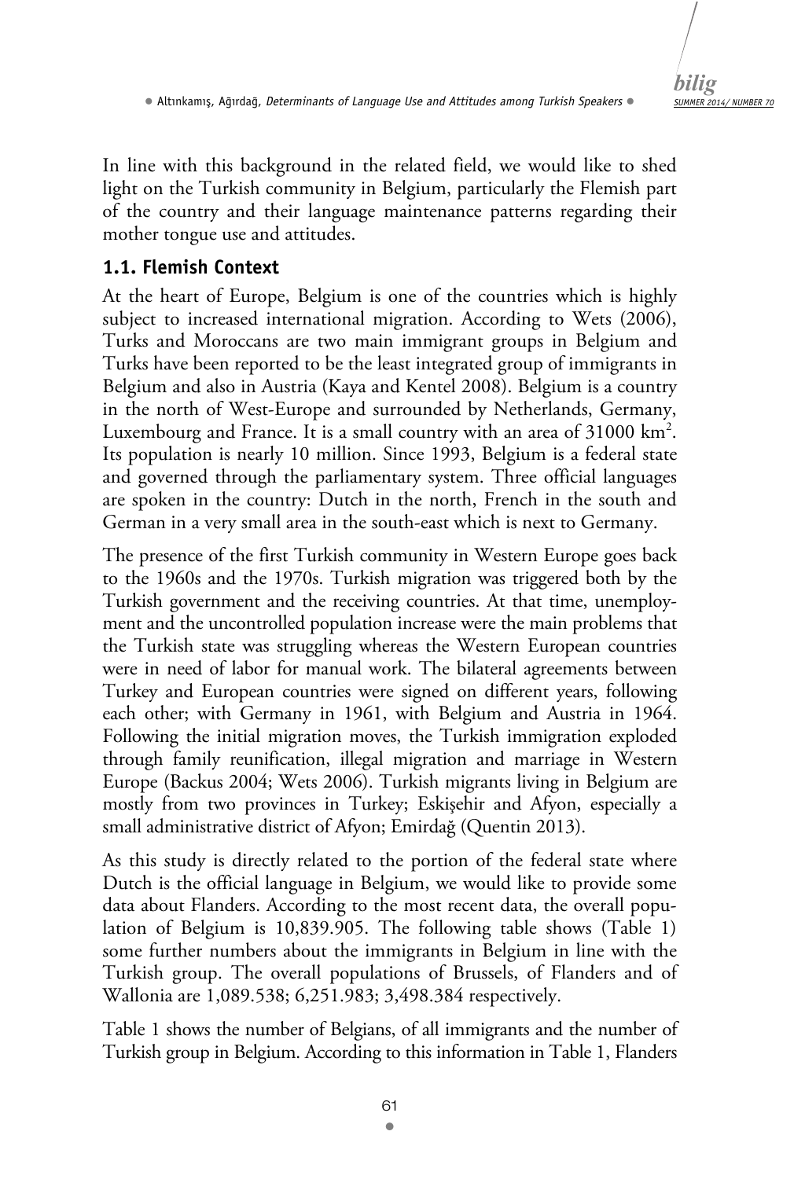In line with this background in the related field, we would like to shed light on the Turkish community in Belgium, particularly the Flemish part of the country and their language maintenance patterns regarding their mother tongue use and attitudes.

### 1.1. Flemish Context

At the heart of Europe, Belgium is one of the countries which is highly subject to increased international migration. According to Wets (2006), Turks and Moroccans are two main immigrant groups in Belgium and Turks have been reported to be the least integrated group of immigrants in Belgium and also in Austria (Kaya and Kentel 2008). Belgium is a country in the north of West-Europe and surrounded by Netherlands, Germany, Luxembourg and France. It is a small country with an area of 31000 $km^2$. Its population is nearly 10 million. Since 1993, Belgium is a federal state and governed through the parliamentary system. Three official languages are spoken in the country: Dutch in the north, French in the south and German in a very small area in the south-east which is next to Germany.

The presence of the first Turkish community in Western Europe goes back to the 1960s and the 1970s. Turkish migration was triggered both by the Turkish government and the receiving countries. At that time, unemployment and the uncontrolled population increase were the main problems that the Turkish state was struggling whereas the Western European countries were in need of labor for manual work. The bilateral agreements between Turkey and European countries were signed on different years, following each other; with Germany in 1961, with Belgium and Austria in 1964. Following the initial migration moves, the Turkish immigration exploded through family reunification, illegal migration and marriage in Western Europe (Backus 2004; Wets 2006). Turkish migrants living in Belgium are mostly from two provinces in Turkey; Eskişehir and Afyon, especially a small administrative district of Afyon; Emirdağ (Quentin 2013).

As this study is directly related to the portion of the federal state where Dutch is the official language in Belgium, we would like to provide some data about Flanders. According to the most recent data, the overall population of Belgium is 10,839.905. The following table shows (Table 1) some further numbers about the immigrants in Belgium in line with the Turkish group. The overall populations of Brussels, of Flanders and of Wallonia are 1,089.538; 6,251.983; 3,498.384 respectively.

Table 1 shows the number of Belgians, of all immigrants and the number of Turkish group in Belgium. According to this information in Table 1, Flanders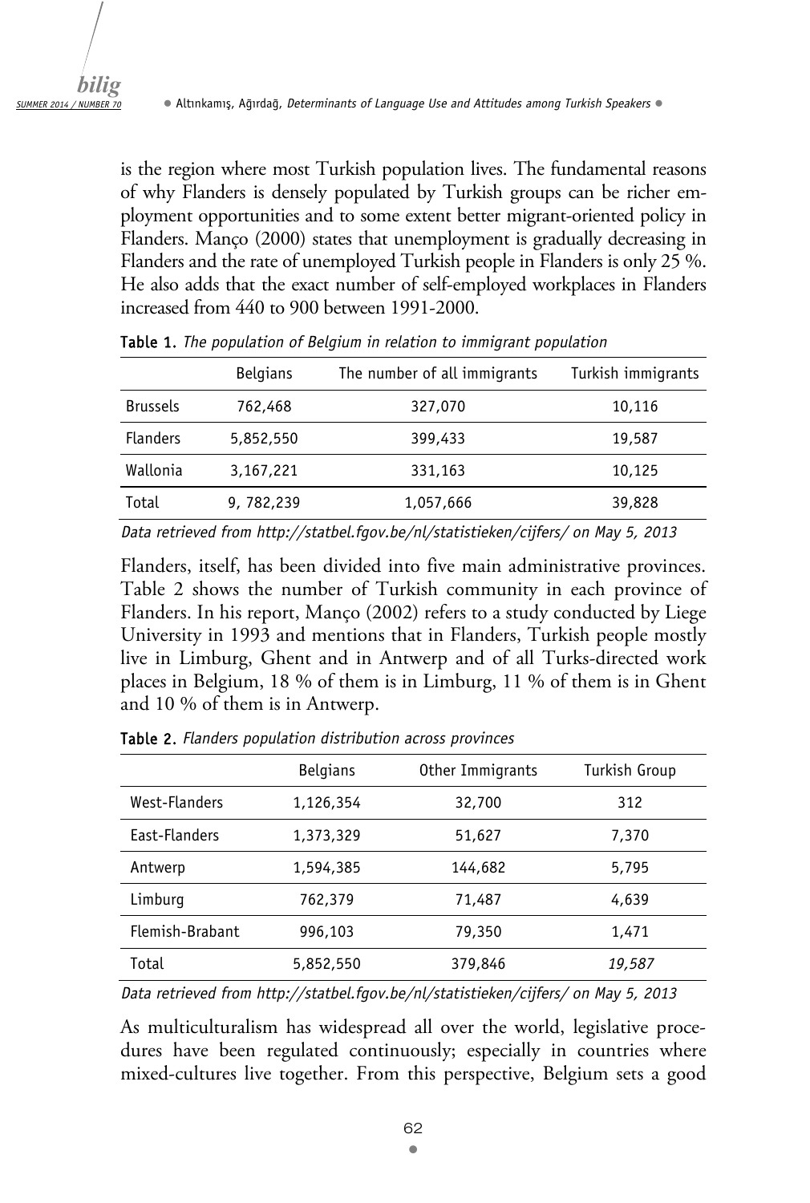is the region where most Turkish population lives. The fundamental reasons of why Flanders is densely populated by Turkish groups can be richer employment opportunities and to some extent better migrant-oriented policy in Flanders. Manço (2000) states that unemployment is gradually decreasing in Flanders and the rate of unemployed Turkish people in Flanders is only 25 %. He also adds that the exact number of self-employed workplaces in Flanders increased from 440 to 900 between 1991-2000.

**Table 1.** *The population of Belgium in relation to immigrant population*

| | Belgians | The number of all immigrants | Turkish immigrants |
|---|---|---|---|
| Brussels | 762,468 | 327,070 | 10,116 |
| Flanders | 5,852,550 | 399,433 | 19,587 |
| Wallonia | 3,167,221 | 331,163 | 10,125 |
| Total | 9, 782,239 | 1,057,666 | 39,828 |

*Data retrieved from http://statbel.fgov.be/nl/statistieken/cijfers/ on May 5, 2013*

Flanders, itself, has been divided into five main administrative provinces. Table 2 shows the number of Turkish community in each province of Flanders. In his report, Manço (2002) refers to a study conducted by Liege University in 1993 and mentions that in Flanders, Turkish people mostly live in Limburg, Ghent and in Antwerp and of all Turks-directed work places in Belgium, 18 % of them is in Limburg, 11 % of them is in Ghent and 10 % of them is in Antwerp.

**Table 2.** *Flanders population distribution across provinces*

| | Belgians | Other Immigrants | Turkish Group |
|---|---|---|---|
| West-Flanders | 1,126,354 | 32,700 | 312 |
| East-Flanders | 1,373,329 | 51,627 | 7,370 |
| Antwerp | 1,594,385 | 144,682 | 5,795 |
| Limburg | 762,379 | 71,487 | 4,639 |
| Flemish-Brabant | 996,103 | 79,350 | 1,471 |
| Total | 5,852,550 | 379,846 | *19,587* |

*Data retrieved from http://statbel.fgov.be/nl/statistieken/cijfers/ on May 5, 2013*

As multiculturalism has widespread all over the world, legislative procedures have been regulated continuously; especially in countries where mixed-cultures live together. From this perspective, Belgium sets a good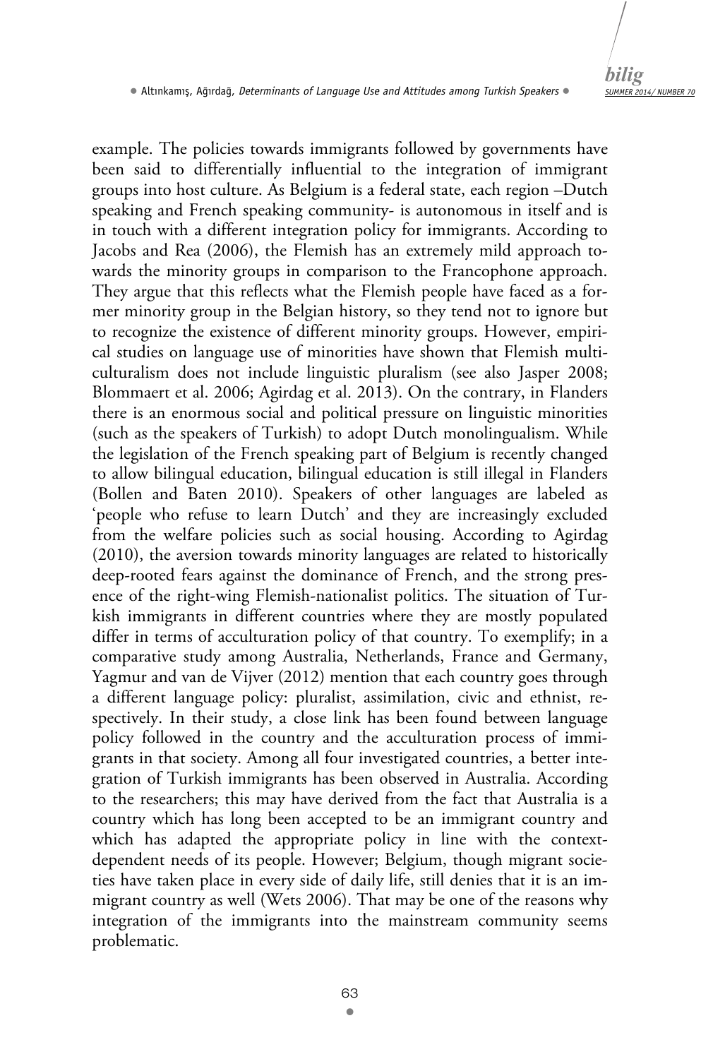example. The policies towards immigrants followed by governments have been said to differentially influential to the integration of immigrant groups into host culture. As Belgium is a federal state, each region –Dutch speaking and French speaking community- is autonomous in itself and is in touch with a different integration policy for immigrants. According to Jacobs and Rea (2006), the Flemish has an extremely mild approach towards the minority groups in comparison to the Francophone approach. They argue that this reflects what the Flemish people have faced as a former minority group in the Belgian history, so they tend not to ignore but to recognize the existence of different minority groups. However, empirical studies on language use of minorities have shown that Flemish multiculturalism does not include linguistic pluralism (see also Jasper 2008; Blommaert et al. 2006; Agirdag et al. 2013). On the contrary, in Flanders there is an enormous social and political pressure on linguistic minorities (such as the speakers of Turkish) to adopt Dutch monolingualism. While the legislation of the French speaking part of Belgium is recently changed to allow bilingual education, bilingual education is still illegal in Flanders (Bollen and Baten 2010). Speakers of other languages are labeled as 'people who refuse to learn Dutch' and they are increasingly excluded from the welfare policies such as social housing. According to Agirdag (2010), the aversion towards minority languages are related to historically deep-rooted fears against the dominance of French, and the strong presence of the right-wing Flemish-nationalist politics. The situation of Turkish immigrants in different countries where they are mostly populated differ in terms of acculturation policy of that country. To exemplify; in a comparative study among Australia, Netherlands, France and Germany, Yagmur and van de Vijver (2012) mention that each country goes through a different language policy: pluralist, assimilation, civic and ethnist, respectively. In their study, a close link has been found between language policy followed in the country and the acculturation process of immigrants in that society. Among all four investigated countries, a better integration of Turkish immigrants has been observed in Australia. According to the researchers; this may have derived from the fact that Australia is a country which has long been accepted to be an immigrant country and which has adapted the appropriate policy in line with the context-dependent needs of its people. However; Belgium, though migrant societies have taken place in every side of daily life, still denies that it is an immigrant country as well (Wets 2006). That may be one of the reasons why integration of the immigrants into the mainstream community seems problematic.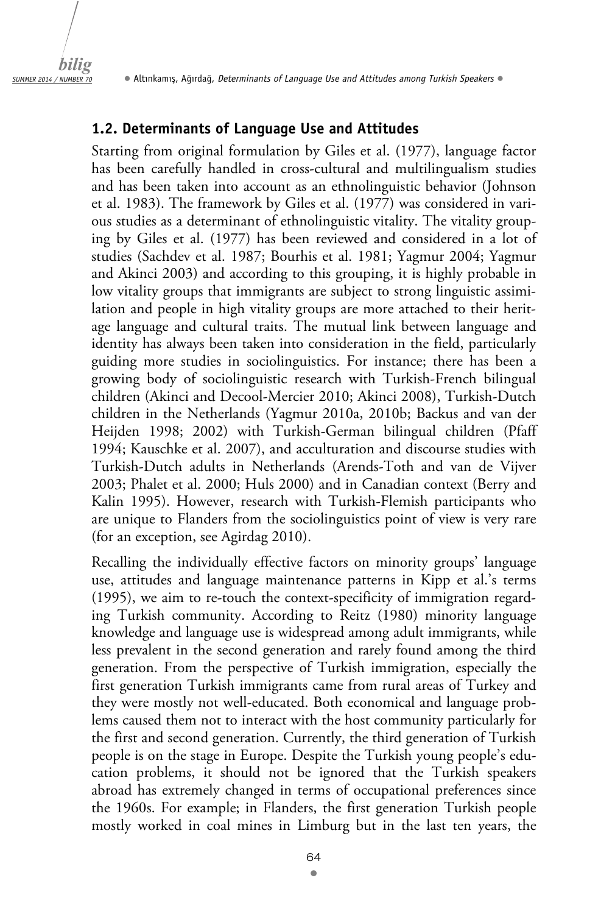### 1.2. Determinants of Language Use and Attitudes

Starting from original formulation by Giles et al. (1977), language factor has been carefully handled in cross-cultural and multilingualism studies and has been taken into account as an ethnolinguistic behavior (Johnson et al. 1983). The framework by Giles et al. (1977) was considered in various studies as a determinant of ethnolinguistic vitality. The vitality grouping by Giles et al. (1977) has been reviewed and considered in a lot of studies (Sachdev et al. 1987; Bourhis et al. 1981; Yagmur 2004; Yagmur and Akinci 2003) and according to this grouping, it is highly probable in low vitality groups that immigrants are subject to strong linguistic assimilation and people in high vitality groups are more attached to their heritage language and cultural traits. The mutual link between language and identity has always been taken into consideration in the field, particularly guiding more studies in sociolinguistics. For instance; there has been a growing body of sociolinguistic research with Turkish-French bilingual children (Akinci and Decool-Mercier 2010; Akinci 2008), Turkish-Dutch children in the Netherlands (Yagmur 2010a, 2010b; Backus and van der Heijden 1998; 2002) with Turkish-German bilingual children (Pfaff 1994; Kauschke et al. 2007), and acculturation and discourse studies with Turkish-Dutch adults in Netherlands (Arends-Toth and van de Vijver 2003; Phalet et al. 2000; Huls 2000) and in Canadian context (Berry and Kalin 1995). However, research with Turkish-Flemish participants who are unique to Flanders from the sociolinguistics point of view is very rare (for an exception, see Agirdag 2010).

Recalling the individually effective factors on minority groups' language use, attitudes and language maintenance patterns in Kipp et al.'s terms (1995), we aim to re-touch the context-specificity of immigration regarding Turkish community. According to Reitz (1980) minority language knowledge and language use is widespread among adult immigrants, while less prevalent in the second generation and rarely found among the third generation. From the perspective of Turkish immigration, especially the first generation Turkish immigrants came from rural areas of Turkey and they were mostly not well-educated. Both economical and language problems caused them not to interact with the host community particularly for the first and second generation. Currently, the third generation of Turkish people is on the stage in Europe. Despite the Turkish young people's education problems, it should not be ignored that the Turkish speakers abroad has extremely changed in terms of occupational preferences since the 1960s. For example; in Flanders, the first generation Turkish people mostly worked in coal mines in Limburg but in the last ten years, the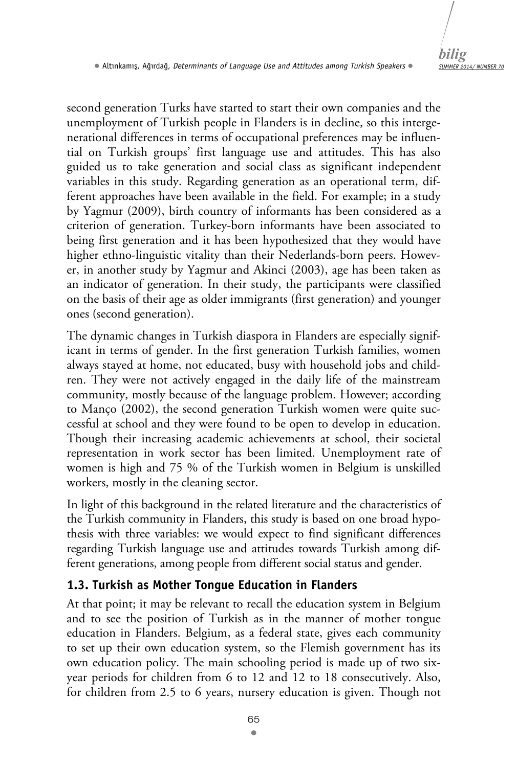second generation Turks have started to start their own companies and the unemployment of Turkish people in Flanders is in decline, so this intergenerational differences in terms of occupational preferences may be influential on Turkish groups' first language use and attitudes. This has also guided us to take generation and social class as significant independent variables in this study. Regarding generation as an operational term, different approaches have been available in the field. For example; in a study by Yagmur (2009), birth country of informants has been considered as a criterion of generation. Turkey-born informants have been associated to being first generation and it has been hypothesized that they would have higher ethno-linguistic vitality than their Nederlands-born peers. However, in another study by Yagmur and Akinci (2003), age has been taken as an indicator of generation. In their study, the participants were classified on the basis of their age as older immigrants (first generation) and younger ones (second generation).

The dynamic changes in Turkish diaspora in Flanders are especially significant in terms of gender. In the first generation Turkish families, women always stayed at home, not educated, busy with household jobs and children. They were not actively engaged in the daily life of the mainstream community, mostly because of the language problem. However; according to Manço (2002), the second generation Turkish women were quite successful at school and they were found to be open to develop in education. Though their increasing academic achievements at school, their societal representation in work sector has been limited. Unemployment rate of women is high and 75 % of the Turkish women in Belgium is unskilled workers, mostly in the cleaning sector.

In light of this background in the related literature and the characteristics of the Turkish community in Flanders, this study is based on one broad hypothesis with three variables: we would expect to find significant differences regarding Turkish language use and attitudes towards Turkish among different generations, among people from different social status and gender.

### 1.3. Turkish as Mother Tongue Education in Flanders

At that point; it may be relevant to recall the education system in Belgium and to see the position of Turkish as in the manner of mother tongue education in Flanders. Belgium, as a federal state, gives each community to set up their own education system, so the Flemish government has its own education policy. The main schooling period is made up of two six-year periods for children from 6 to 12 and 12 to 18 consecutively. Also, for children from 2.5 to 6 years, nursery education is given. Though not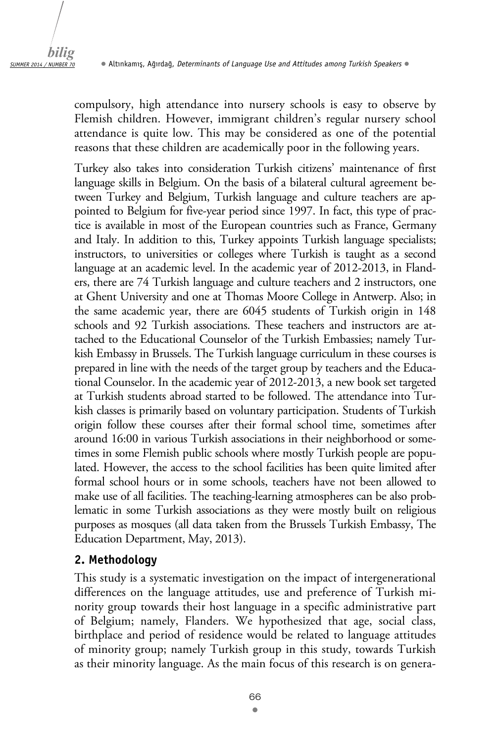compulsory, high attendance into nursery schools is easy to observe by Flemish children. However, immigrant children's regular nursery school attendance is quite low. This may be considered as one of the potential reasons that these children are academically poor in the following years.

Turkey also takes into consideration Turkish citizens' maintenance of first language skills in Belgium. On the basis of a bilateral cultural agreement between Turkey and Belgium, Turkish language and culture teachers are appointed to Belgium for five-year period since 1997. In fact, this type of practice is available in most of the European countries such as France, Germany and Italy. In addition to this, Turkey appoints Turkish language specialists; instructors, to universities or colleges where Turkish is taught as a second language at an academic level. In the academic year of 2012-2013, in Flanders, there are 74 Turkish language and culture teachers and 2 instructors, one at Ghent University and one at Thomas Moore College in Antwerp. Also; in the same academic year, there are 6045 students of Turkish origin in 148 schools and 92 Turkish associations. These teachers and instructors are attached to the Educational Counselor of the Turkish Embassies; namely Turkish Embassy in Brussels. The Turkish language curriculum in these courses is prepared in line with the needs of the target group by teachers and the Educational Counselor. In the academic year of 2012-2013, a new book set targeted at Turkish students abroad started to be followed. The attendance into Turkish classes is primarily based on voluntary participation. Students of Turkish origin follow these courses after their formal school time, sometimes after around 16:00 in various Turkish associations in their neighborhood or sometimes in some Flemish public schools where mostly Turkish people are populated. However, the access to the school facilities has been quite limited after formal school hours or in some schools, teachers have not been allowed to make use of all facilities. The teaching-learning atmospheres can be also problematic in some Turkish associations as they were mostly built on religious purposes as mosques (all data taken from the Brussels Turkish Embassy, The Education Department, May, 2013).

## 2. Methodology

This study is a systematic investigation on the impact of intergenerational differences on the language attitudes, use and preference of Turkish minority group towards their host language in a specific administrative part of Belgium; namely, Flanders. We hypothesized that age, social class, birthplace and period of residence would be related to language attitudes of minority group; namely Turkish group in this study, towards Turkish as their minority language. As the main focus of this research is on genera-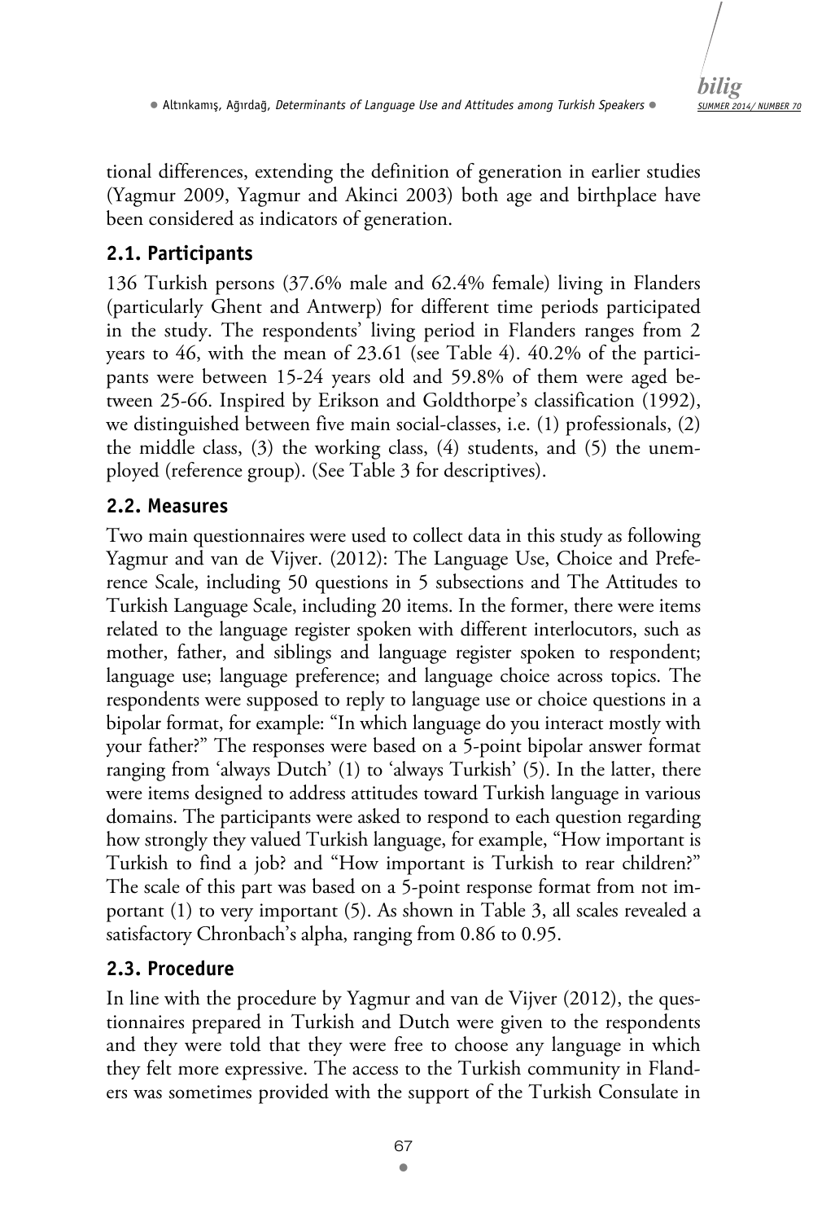tional differences, extending the definition of generation in earlier studies (Yagmur 2009, Yagmur and Akinci 2003) both age and birthplace have been considered as indicators of generation.

## 2.1. Participants

136 Turkish persons (37.6% male and 62.4% female) living in Flanders (particularly Ghent and Antwerp) for different time periods participated in the study. The respondents' living period in Flanders ranges from 2 years to 46, with the mean of 23.61 (see Table 4). 40.2% of the participants were between 15-24 years old and 59.8% of them were aged between 25-66. Inspired by Erikson and Goldthorpe's classification (1992), we distinguished between five main social-classes, i.e. (1) professionals, (2) the middle class, (3) the working class, (4) students, and (5) the unemployed (reference group). (See Table 3 for descriptives).

## 2.2. Measures

Two main questionnaires were used to collect data in this study as following Yagmur and van de Vijver. (2012): The Language Use, Choice and Preference Scale, including 50 questions in 5 subsections and The Attitudes to Turkish Language Scale, including 20 items. In the former, there were items related to the language register spoken with different interlocutors, such as mother, father, and siblings and language register spoken to respondent; language use; language preference; and language choice across topics. The respondents were supposed to reply to language use or choice questions in a bipolar format, for example: "In which language do you interact mostly with your father?" The responses were based on a 5-point bipolar answer format ranging from 'always Dutch' (1) to 'always Turkish' (5). In the latter, there were items designed to address attitudes toward Turkish language in various domains. The participants were asked to respond to each question regarding how strongly they valued Turkish language, for example, "How important is Turkish to find a job? and "How important is Turkish to rear children?" The scale of this part was based on a 5-point response format from not important (1) to very important (5). As shown in Table 3, all scales revealed a satisfactory Chronbach's alpha, ranging from 0.86 to 0.95.

## 2.3. Procedure

In line with the procedure by Yagmur and van de Vijver (2012), the questionnaires prepared in Turkish and Dutch were given to the respondents and they were told that they were free to choose any language in which they felt more expressive. The access to the Turkish community in Flanders was sometimes provided with the support of the Turkish Consulate in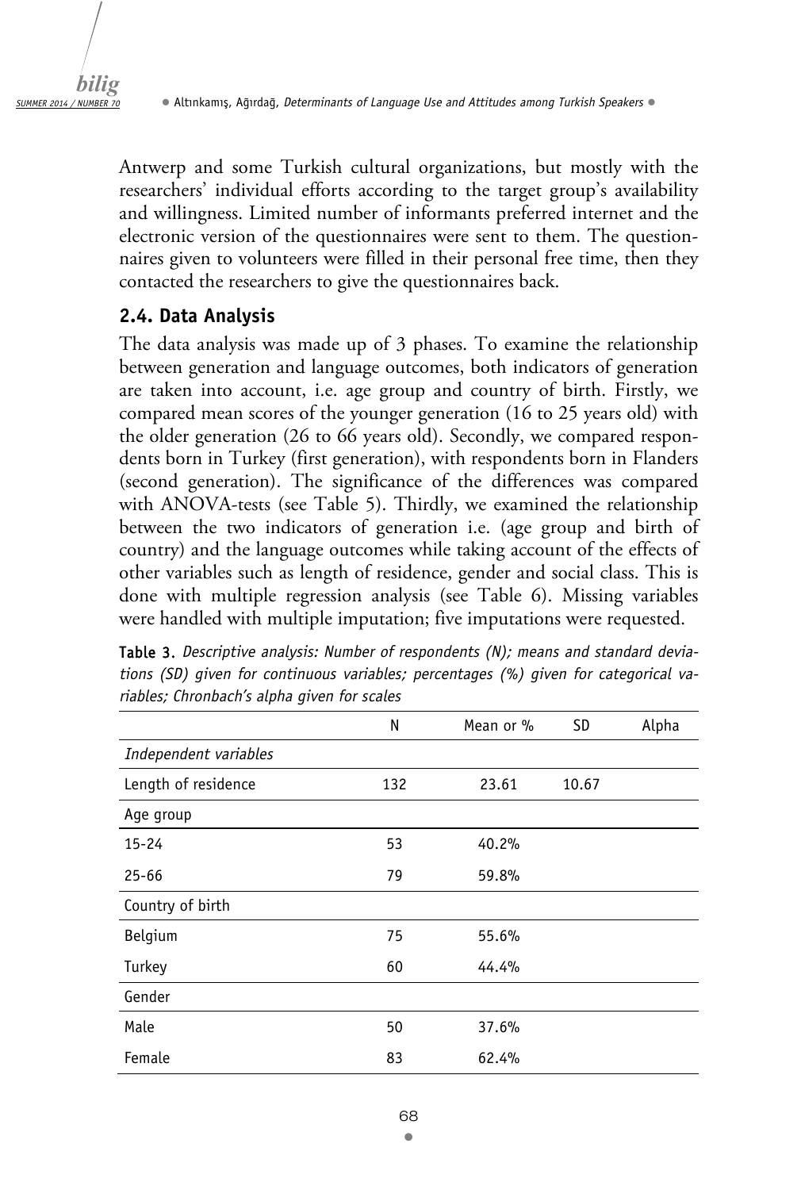Antwerp and some Turkish cultural organizations, but mostly with the researchers' individual efforts according to the target group's availability and willingness. Limited number of informants preferred internet and the electronic version of the questionnaires were sent to them. The questionnaires given to volunteers were filled in their personal free time, then they contacted the researchers to give the questionnaires back.

## 2.4. Data Analysis

The data analysis was made up of 3 phases. To examine the relationship between generation and language outcomes, both indicators of generation are taken into account, i.e. age group and country of birth. Firstly, we compared mean scores of the younger generation (16 to 25 years old) with the older generation (26 to 66 years old). Secondly, we compared respondents born in Turkey (first generation), with respondents born in Flanders (second generation). The significance of the differences was compared with ANOVA-tests (see Table 5). Thirdly, we examined the relationship between the two indicators of generation i.e. (age group and birth of country) and the language outcomes while taking account of the effects of other variables such as length of residence, gender and social class. This is done with multiple regression analysis (see Table 6). Missing variables were handled with multiple imputation; five imputations were requested.

**Table 3.** *Descriptive analysis: Number of respondents (N); means and standard deviations (SD) given for continuous variables; percentages (%) given for categorical variables; Chronbach's alpha given for scales*

| | N | Mean or % | SD | Alpha |
|---|---|---|---|---|
| *Independent variables* | | | | |
| Length of residence | 132 | 23.61 | 10.67 | |
| Age group | | | | |
| 15-24 | 53 | 40.2% | | |
| 25-66 | 79 | 59.8% | | |
| Country of birth | | | | |
| Belgium | 75 | 55.6% | | |
| Turkey | 60 | 44.4% | | |
| Gender | | | | |
| Male | 50 | 37.6% | | |
| Female | 83 | 62.4% | | |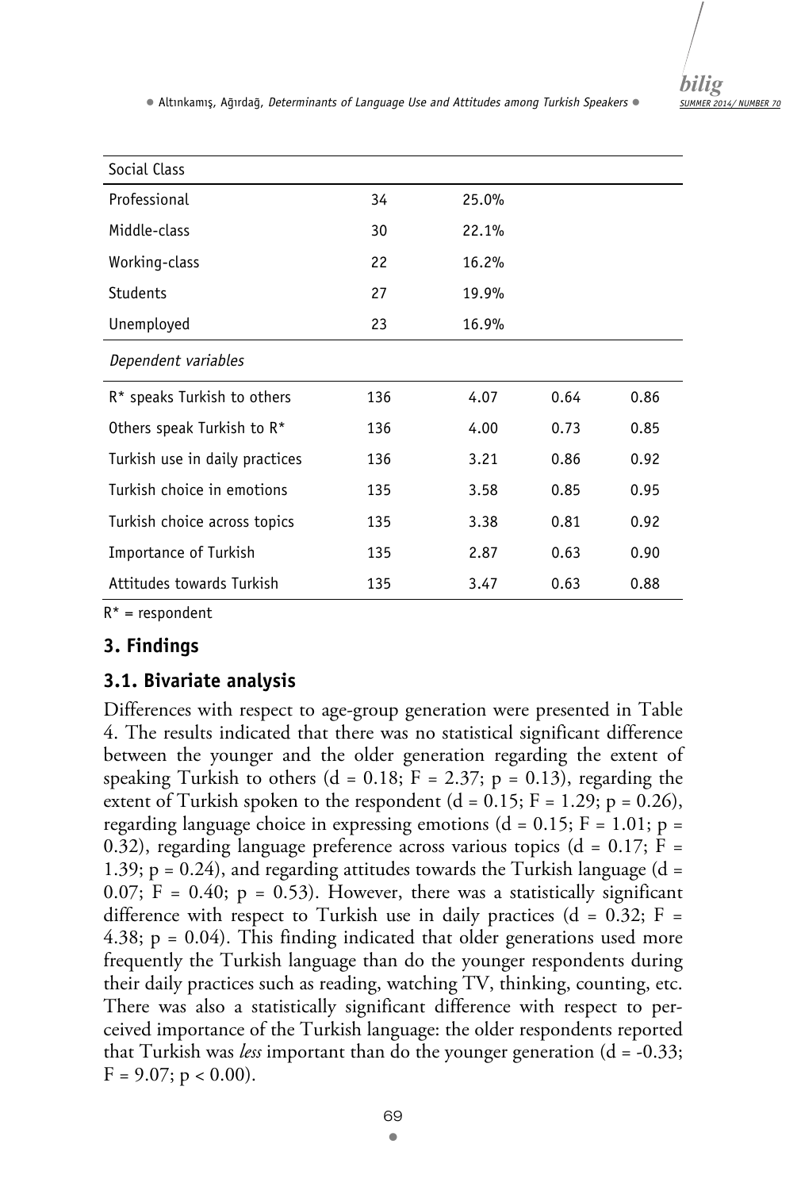| Social Class | | | | |
|---|---|---|---|---|
| Professional | 34 | 25.0% | | |
| Middle-class | 30 | 22.1% | | |
| Working-class | 22 | 16.2% | | |
| Students | 27 | 19.9% | | |
| Unemployed | 23 | 16.9% | | |
| *Dependent variables* | | | | |
| R* speaks Turkish to others | 136 | 4.07 | 0.64 | 0.86 |
| Others speak Turkish to R* | 136 | 4.00 | 0.73 | 0.85 |
| Turkish use in daily practices | 136 | 3.21 | 0.86 | 0.92 |
| Turkish choice in emotions | 135 | 3.58 | 0.85 | 0.95 |
| Turkish choice across topics | 135 | 3.38 | 0.81 | 0.92 |
| Importance of Turkish | 135 | 2.87 | 0.63 | 0.90 |
| Attitudes towards Turkish | 135 | 3.47 | 0.63 | 0.88 |

R* = respondent

## 3. Findings

### 3.1. Bivariate analysis

Differences with respect to age-group generation were presented in Table 4. The results indicated that there was no statistical significant difference between the younger and the older generation regarding the extent of speaking Turkish to others ($d = 0.18$; $F = 2.37$; $p = 0.13$), regarding the extent of Turkish spoken to the respondent ($d = 0.15$; $F = 1.29$; $p = 0.26$), regarding language choice in expressing emotions ($d = 0.15$; $F = 1.01$; $p = 0.32$), regarding language preference across various topics ($d = 0.17$; $F = 1.39$; $p = 0.24$), and regarding attitudes towards the Turkish language ($d = 0.07$; $F = 0.40$; $p = 0.53$). However, there was a statistically significant difference with respect to Turkish use in daily practices ($d = 0.32$; $F = 4.38$; $p = 0.04$). This finding indicated that older generations used more frequently the Turkish language than do the younger respondents during their daily practices such as reading, watching TV, thinking, counting, etc. There was also a statistically significant difference with respect to perceived importance of the Turkish language: the older respondents reported that Turkish was *less* important than do the younger generation ($d = -0.33$; $F = 9.07$; $p < 0.00$).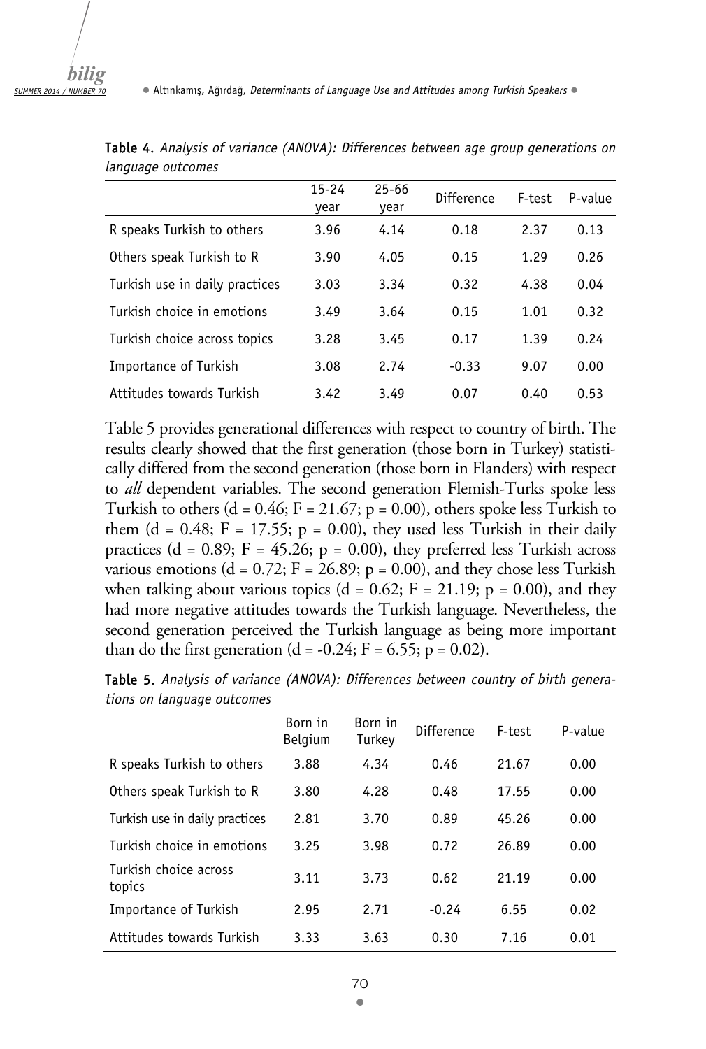**Table 4.** *Analysis of variance (ANOVA): Differences between age group generations on language outcomes*

| | 15-24 year | 25-66 year | Difference | F-test | P-value |
|---|---|---|---|---|---|
| R speaks Turkish to others | 3.96 | 4.14 | 0.18 | 2.37 | 0.13 |
| Others speak Turkish to R | 3.90 | 4.05 | 0.15 | 1.29 | 0.26 |
| Turkish use in daily practices | 3.03 | 3.34 | 0.32 | 4.38 | 0.04 |
| Turkish choice in emotions | 3.49 | 3.64 | 0.15 | 1.01 | 0.32 |
| Turkish choice across topics | 3.28 | 3.45 | 0.17 | 1.39 | 0.24 |
| Importance of Turkish | 3.08 | 2.74 | -0.33 | 9.07 | 0.00 |
| Attitudes towards Turkish | 3.42 | 3.49 | 0.07 | 0.40 | 0.53 |

Table 5 provides generational differences with respect to country of birth. The results clearly showed that the first generation (those born in Turkey) statistically differed from the second generation (those born in Flanders) with respect to *all* dependent variables. The second generation Flemish-Turks spoke less Turkish to others ($d = 0.46$; $F = 21.67$; $p = 0.00$), others spoke less Turkish to them ($d = 0.48$; $F = 17.55$; $p = 0.00$), they used less Turkish in their daily practices ($d = 0.89$; $F = 45.26$; $p = 0.00$), they preferred less Turkish across various emotions ($d = 0.72$; $F = 26.89$; $p = 0.00$), and they chose less Turkish when talking about various topics ($d = 0.62$; $F = 21.19$; $p = 0.00$), and they had more negative attitudes towards the Turkish language. Nevertheless, the second generation perceived the Turkish language as being more important than do the first generation ($d = -0.24$; $F = 6.55$; $p = 0.02$).

**Table 5.** *Analysis of variance (ANOVA): Differences between country of birth generations on language outcomes*

| | Born in Belgium | Born in Turkey | Difference | F-test | P-value |
|---|---|---|---|---|---|
| R speaks Turkish to others | 3.88 | 4.34 | 0.46 | 21.67 | 0.00 |
| Others speak Turkish to R | 3.80 | 4.28 | 0.48 | 17.55 | 0.00 |
| Turkish use in daily practices | 2.81 | 3.70 | 0.89 | 45.26 | 0.00 |
| Turkish choice in emotions | 3.25 | 3.98 | 0.72 | 26.89 | 0.00 |
| Turkish choice across topics | 3.11 | 3.73 | 0.62 | 21.19 | 0.00 |
| Importance of Turkish | 2.95 | 2.71 | -0.24 | 6.55 | 0.02 |
| Attitudes towards Turkish | 3.33 | 3.63 | 0.30 | 7.16 | 0.01 |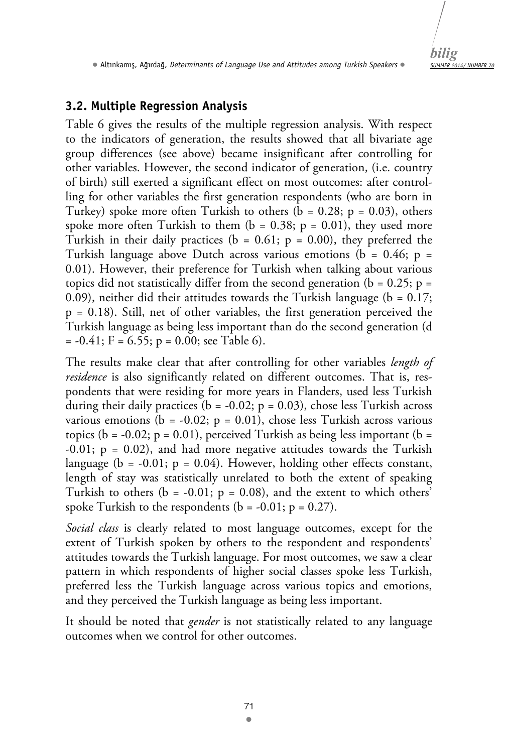### 3.2. Multiple Regression Analysis

Table 6 gives the results of the multiple regression analysis. With respect to the indicators of generation, the results showed that all bivariate age group differences (see above) became insignificant after controlling for other variables. However, the second indicator of generation, (i.e. country of birth) still exerted a significant effect on most outcomes: after controlling for other variables the first generation respondents (who are born in Turkey) spoke more often Turkish to others ($b = 0.28$; $p = 0.03$), others spoke more often Turkish to them ($b = 0.38$; $p = 0.01$), they used more Turkish in their daily practices ($b = 0.61$; $p = 0.00$), they preferred the Turkish language above Dutch across various emotions ($b = 0.46$; $p = 0.01$). However, their preference for Turkish when talking about various topics did not statistically differ from the second generation ($b = 0.25$; $p = 0.09$), neither did their attitudes towards the Turkish language ($b = 0.17$; $p = 0.18$). Still, net of other variables, the first generation perceived the Turkish language as being less important than do the second generation ($d = -0.41$; $F = 6.55$; $p = 0.00$; see Table 6).

The results make clear that after controlling for other variables *length of residence* is also significantly related on different outcomes. That is, respondents that were residing for more years in Flanders, used less Turkish during their daily practices ($b = -0.02$; $p = 0.03$), chose less Turkish across various emotions ($b = -0.02$; $p = 0.01$), chose less Turkish across various topics ($b = -0.02$; $p = 0.01$), perceived Turkish as being less important ($b = -0.01$; $p = 0.02$), and had more negative attitudes towards the Turkish language ($b = -0.01$; $p = 0.04$). However, holding other effects constant, length of stay was statistically unrelated to both the extent of speaking Turkish to others ($b = -0.01$; $p = 0.08$), and the extent to which others' spoke Turkish to the respondents ($b = -0.01$; $p = 0.27$).

*Social class* is clearly related to most language outcomes, except for the extent of Turkish spoken by others to the respondent and respondents' attitudes towards the Turkish language. For most outcomes, we saw a clear pattern in which respondents of higher social classes spoke less Turkish, preferred less the Turkish language across various topics and emotions, and they perceived the Turkish language as being less important.

It should be noted that *gender* is not statistically related to any language outcomes when we control for other outcomes.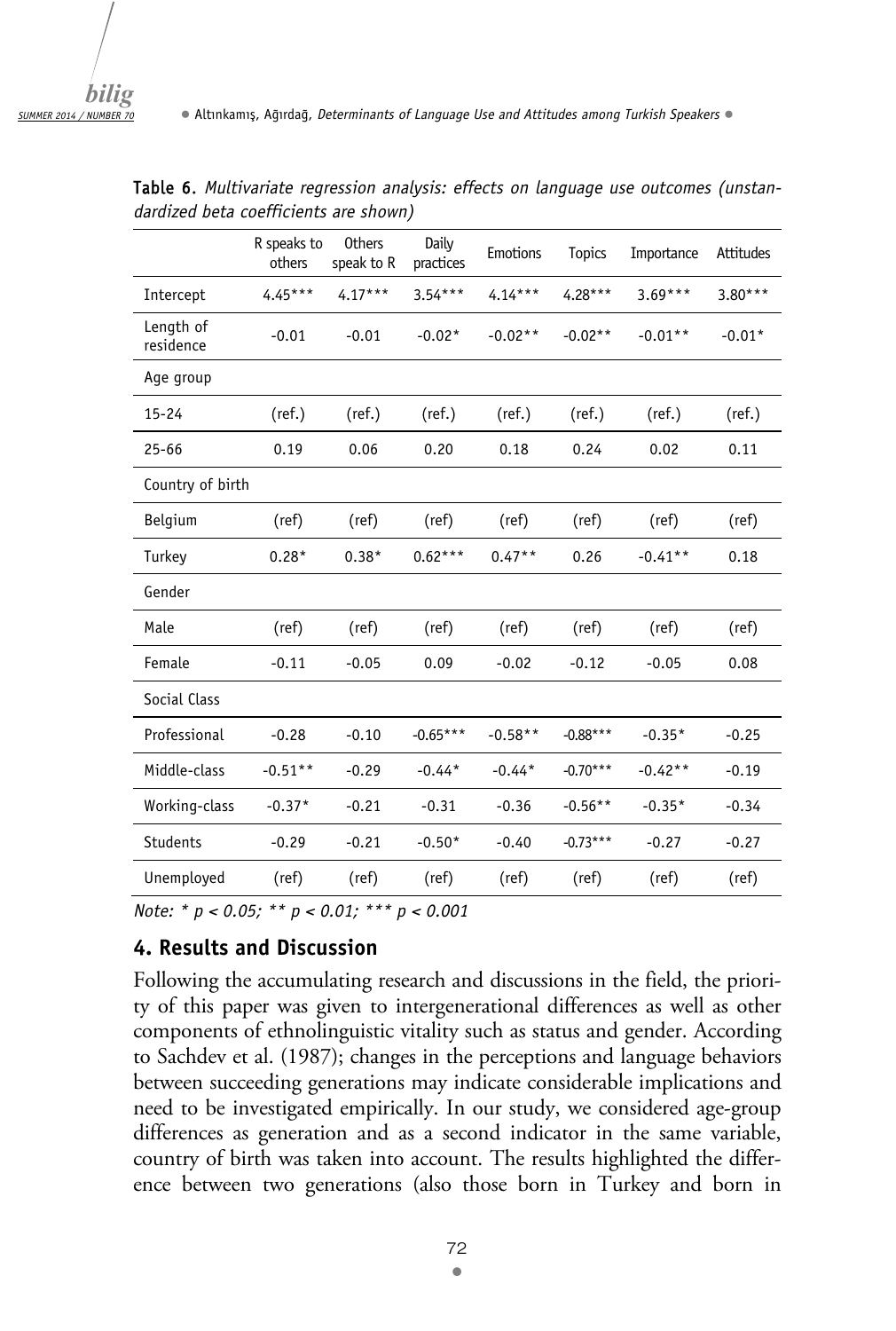**Table 6.** *Multivariate regression analysis: effects on language use outcomes (unstandardized beta coefficients are shown)*

| | R speaks to others | Others speak to R | Daily practices | Emotions | Topics | Importance | Attitudes |
|---|---|---|---|---|---|---|---|
| Intercept | 4.45*** | 4.17*** | 3.54*** | 4.14*** | 4.28*** | 3.69*** | 3.80*** |
| Length of residence | -0.01 | -0.01 | -0.02* | -0.02** | -0.02** | -0.01** | -0.01* |
| Age group | | | | | | | |
| 15-24 | (ref.) | (ref.) | (ref.) | (ref.) | (ref.) | (ref.) | (ref.) |
| 25-66 | 0.19 | 0.06 | 0.20 | 0.18 | 0.24 | 0.02 | 0.11 |
| Country of birth | | | | | | | |
| Belgium | (ref) | (ref) | (ref) | (ref) | (ref) | (ref) | (ref) |
| Turkey | 0.28* | 0.38* | 0.62*** | 0.47** | 0.26 | -0.41** | 0.18 |
| Gender | | | | | | | |
| Male | (ref) | (ref) | (ref) | (ref) | (ref) | (ref) | (ref) |
| Female | -0.11 | -0.05 | 0.09 | -0.02 | -0.12 | -0.05 | 0.08 |
| Social Class | | | | | | | |
| Professional | -0.28 | -0.10 | -0.65*** | -0.58** | -0.88*** | -0.35* | -0.25 |
| Middle-class | -0.51** | -0.29 | -0.44* | -0.44* | -0.70*** | -0.42** | -0.19 |
| Working-class | -0.37* | -0.21 | -0.31 | -0.36 | -0.56** | -0.35* | -0.34 |
| Students | -0.29 | -0.21 | -0.50* | -0.40 | -0.73*** | -0.27 | -0.27 |
| Unemployed | (ref) | (ref) | (ref) | (ref) | (ref) | (ref) | (ref) |

*Note: * $p < 0.05$; ** $p < 0.01$; *** $p < 0.001$*

## 4. Results and Discussion

Following the accumulating research and discussions in the field, the priority of this paper was given to intergenerational differences as well as other components of ethnolinguistic vitality such as status and gender. According to Sachdev et al. (1987); changes in the perceptions and language behaviors between succeeding generations may indicate considerable implications and need to be investigated empirically. In our study, we considered age-group differences as generation and as a second indicator in the same variable, country of birth was taken into account. The results highlighted the difference between two generations (also those born in Turkey and born in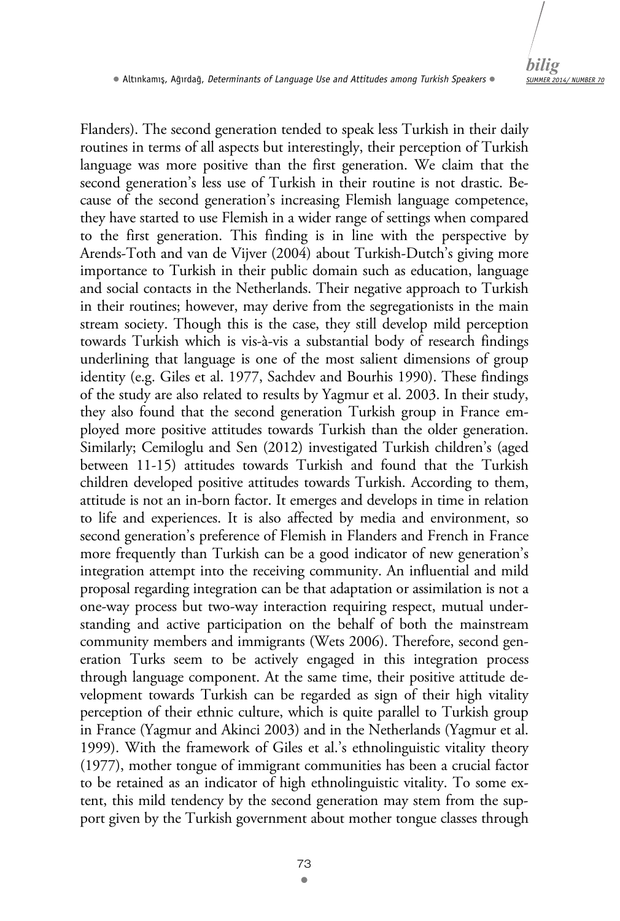Flanders). The second generation tended to speak less Turkish in their daily routines in terms of all aspects but interestingly, their perception of Turkish language was more positive than the first generation. We claim that the second generation's less use of Turkish in their routine is not drastic. Because of the second generation's increasing Flemish language competence, they have started to use Flemish in a wider range of settings when compared to the first generation. This finding is in line with the perspective by Arends-Toth and van de Vijver (2004) about Turkish-Dutch's giving more importance to Turkish in their public domain such as education, language and social contacts in the Netherlands. Their negative approach to Turkish in their routines; however, may derive from the segregationists in the main stream society. Though this is the case, they still develop mild perception towards Turkish which is vis-à-vis a substantial body of research findings underlining that language is one of the most salient dimensions of group identity (e.g. Giles et al. 1977, Sachdev and Bourhis 1990). These findings of the study are also related to results by Yagmur et al. 2003. In their study, they also found that the second generation Turkish group in France employed more positive attitudes towards Turkish than the older generation. Similarly; Cemiloglu and Sen (2012) investigated Turkish children's (aged between 11-15) attitudes towards Turkish and found that the Turkish children developed positive attitudes towards Turkish. According to them, attitude is not an in-born factor. It emerges and develops in time in relation to life and experiences. It is also affected by media and environment, so second generation's preference of Flemish in Flanders and French in France more frequently than Turkish can be a good indicator of new generation's integration attempt into the receiving community. An influential and mild proposal regarding integration can be that adaptation or assimilation is not a one-way process but two-way interaction requiring respect, mutual understanding and active participation on the behalf of both the mainstream community members and immigrants (Wets 2006). Therefore, second generation Turks seem to be actively engaged in this integration process through language component. At the same time, their positive attitude development towards Turkish can be regarded as sign of their high vitality perception of their ethnic culture, which is quite parallel to Turkish group in France (Yagmur and Akinci 2003) and in the Netherlands (Yagmur et al. 1999). With the framework of Giles et al.'s ethnolinguistic vitality theory (1977), mother tongue of immigrant communities has been a crucial factor to be retained as an indicator of high ethnolinguistic vitality. To some extent, this mild tendency by the second generation may stem from the support given by the Turkish government about mother tongue classes through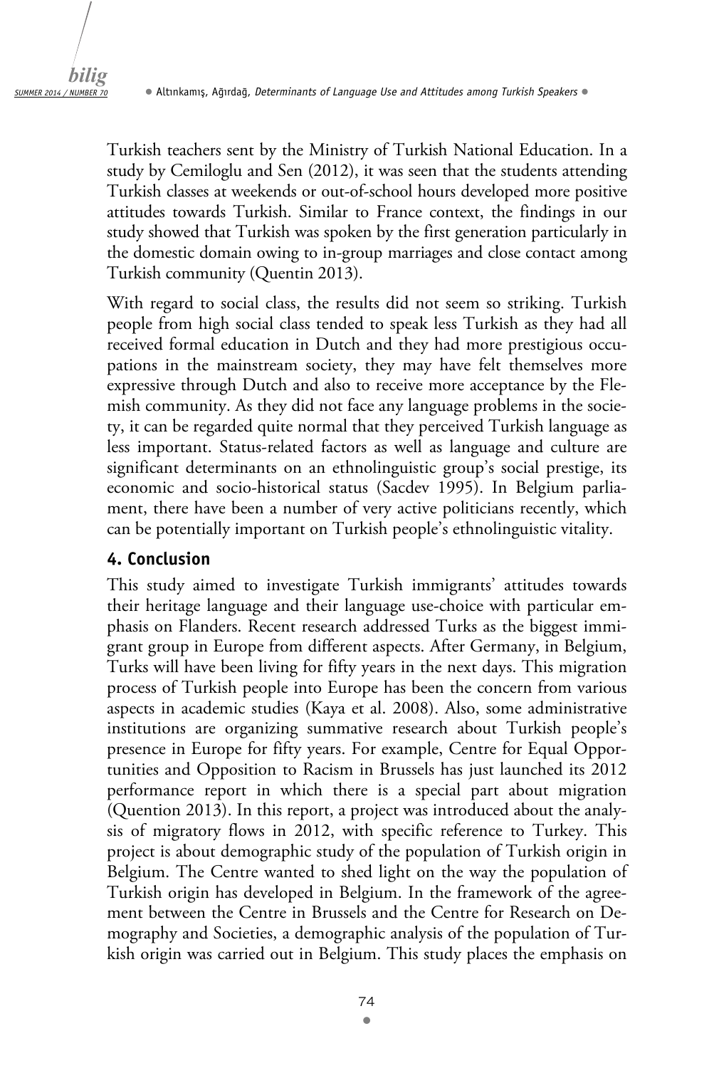Turkish teachers sent by the Ministry of Turkish National Education. In a study by Cemiloglu and Sen (2012), it was seen that the students attending Turkish classes at weekends or out-of-school hours developed more positive attitudes towards Turkish. Similar to France context, the findings in our study showed that Turkish was spoken by the first generation particularly in the domestic domain owing to in-group marriages and close contact among Turkish community (Quentin 2013).

With regard to social class, the results did not seem so striking. Turkish people from high social class tended to speak less Turkish as they had all received formal education in Dutch and they had more prestigious occupations in the mainstream society, they may have felt themselves more expressive through Dutch and also to receive more acceptance by the Flemish community. As they did not face any language problems in the society, it can be regarded quite normal that they perceived Turkish language as less important. Status-related factors as well as language and culture are significant determinants on an ethnolinguistic group's social prestige, its economic and socio-historical status (Sacdev 1995). In Belgium parliament, there have been a number of very active politicians recently, which can be potentially important on Turkish people's ethnolinguistic vitality.

## 4. Conclusion

This study aimed to investigate Turkish immigrants' attitudes towards their heritage language and their language use-choice with particular emphasis on Flanders. Recent research addressed Turks as the biggest immigrant group in Europe from different aspects. After Germany, in Belgium, Turks will have been living for fifty years in the next days. This migration process of Turkish people into Europe has been the concern from various aspects in academic studies (Kaya et al. 2008). Also, some administrative institutions are organizing summative research about Turkish people's presence in Europe for fifty years. For example, Centre for Equal Opportunities and Opposition to Racism in Brussels has just launched its 2012 performance report in which there is a special part about migration (Quention 2013). In this report, a project was introduced about the analysis of migratory flows in 2012, with specific reference to Turkey. This project is about demographic study of the population of Turkish origin in Belgium. The Centre wanted to shed light on the way the population of Turkish origin has developed in Belgium. In the framework of the agreement between the Centre in Brussels and the Centre for Research on Demography and Societies, a demographic analysis of the population of Turkish origin was carried out in Belgium. This study places the emphasis on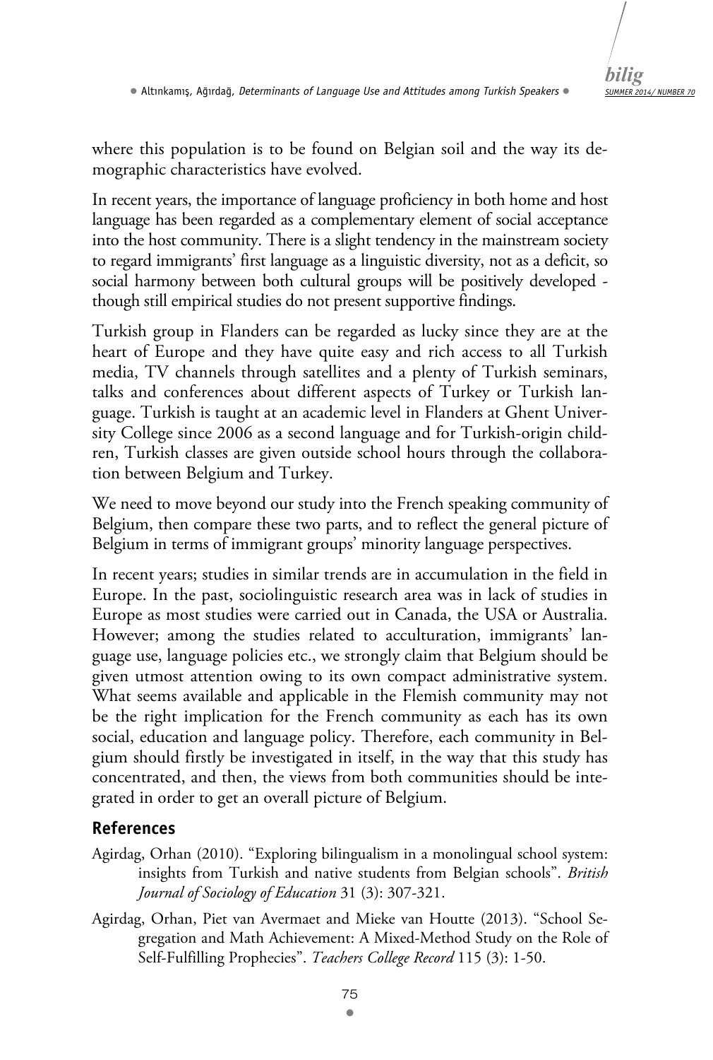where this population is to be found on Belgian soil and the way its demographic characteristics have evolved.

In recent years, the importance of language proficiency in both home and host language has been regarded as a complementary element of social acceptance into the host community. There is a slight tendency in the mainstream society to regard immigrants' first language as a linguistic diversity, not as a deficit, so social harmony between both cultural groups will be positively developed - though still empirical studies do not present supportive findings.

Turkish group in Flanders can be regarded as lucky since they are at the heart of Europe and they have quite easy and rich access to all Turkish media, TV channels through satellites and a plenty of Turkish seminars, talks and conferences about different aspects of Turkey or Turkish language. Turkish is taught at an academic level in Flanders at Ghent University College since 2006 as a second language and for Turkish-origin children, Turkish classes are given outside school hours through the collaboration between Belgium and Turkey.

We need to move beyond our study into the French speaking community of Belgium, then compare these two parts, and to reflect the general picture of Belgium in terms of immigrant groups' minority language perspectives.

In recent years; studies in similar trends are in accumulation in the field in Europe. In the past, sociolinguistic research area was in lack of studies in Europe as most studies were carried out in Canada, the USA or Australia. However; among the studies related to acculturation, immigrants' language use, language policies etc., we strongly claim that Belgium should be given utmost attention owing to its own compact administrative system. What seems available and applicable in the Flemish community may not be the right implication for the French community as each has its own social, education and language policy. Therefore, each community in Belgium should firstly be investigated in itself, in the way that this study has concentrated, and then, the views from both communities should be integrated in order to get an overall picture of Belgium.

## References

Agirdag, Orhan (2010). "Exploring bilingualism in a monolingual school system: insights from Turkish and native students from Belgian schools". *British Journal of Sociology of Education* 31 (3): 307-321.

Agirdag, Orhan, Piet van Avermaet and Mieke van Houtte (2013). "School Segregation and Math Achievement: A Mixed-Method Study on the Role of Self-Fulfilling Prophecies". *Teachers College Record* 115 (3): 1-50.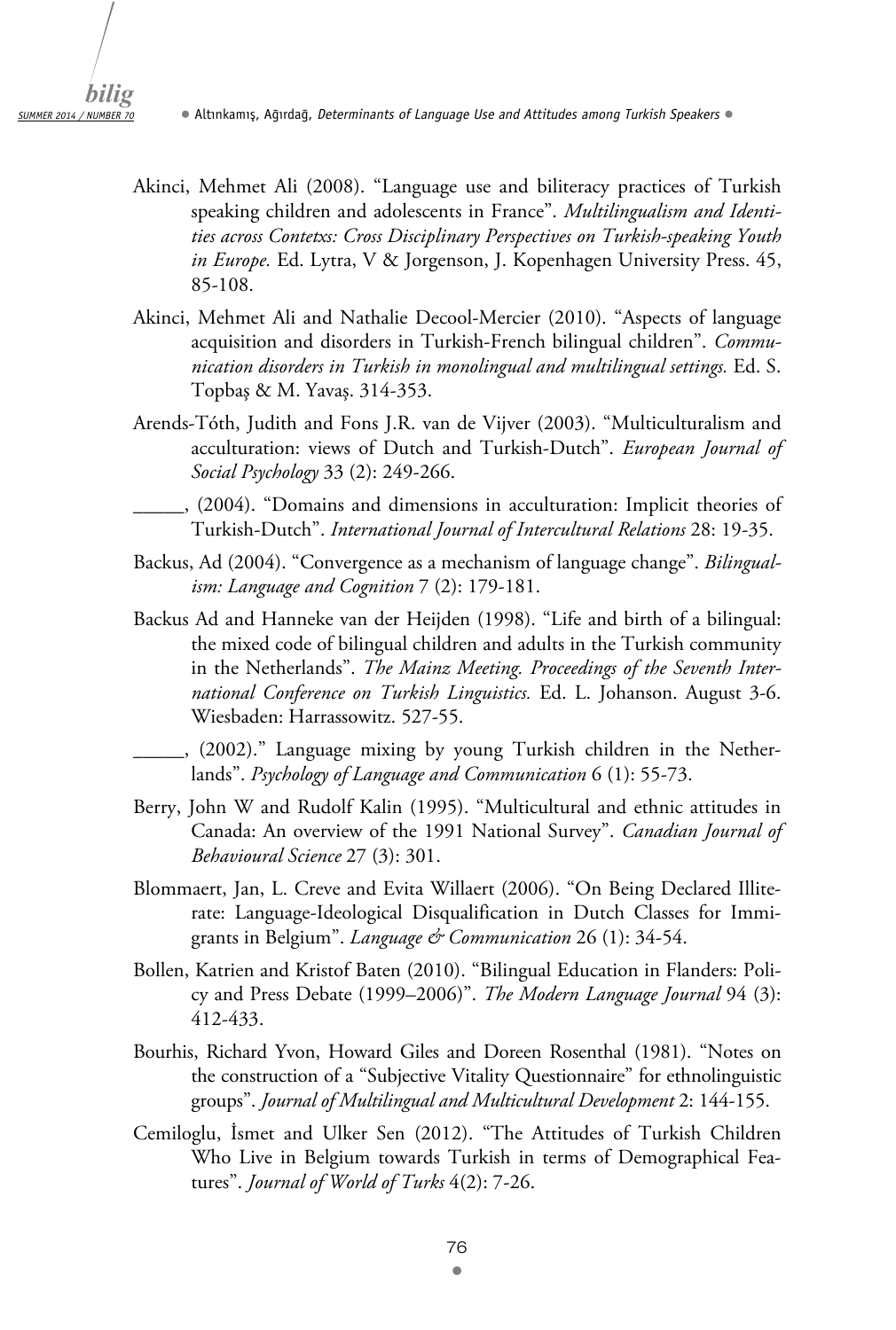Akinci, Mehmet Ali (2008). "Language use and biliteracy practices of Turkish speaking children and adolescents in France". *Multilingualism and Identities across Contetxs: Cross Disciplinary Perspectives on Turkish-speaking Youth in Europe.* Ed. Lytra, V & Jorgenson, J. Kopenhagen University Press. 45, 85-108.

Akinci, Mehmet Ali and Nathalie Decool-Mercier (2010). "Aspects of language acquisition and disorders in Turkish-French bilingual children". *Communication disorders in Turkish in monolingual and multilingual settings.* Ed. S. Topbaş & M. Yavaş. 314-353.

Arends-Tóth, Judith and Fons J.R. van de Vijver (2003). "Multiculturalism and acculturation: views of Dutch and Turkish-Dutch". *European Journal of Social Psychology* 33 (2): 249-266.

_____, (2004). "Domains and dimensions in acculturation: Implicit theories of Turkish-Dutch". *International Journal of Intercultural Relations* 28: 19-35.

Backus, Ad (2004). "Convergence as a mechanism of language change". *Bilingualism: Language and Cognition* 7 (2): 179-181.

Backus Ad and Hanneke van der Heijden (1998). "Life and birth of a bilingual: the mixed code of bilingual children and adults in the Turkish community in the Netherlands". *The Mainz Meeting. Proceedings of the Seventh International Conference on Turkish Linguistics.* Ed. L. Johanson. August 3-6. Wiesbaden: Harrassowitz. 527-55.

_____, (2002)." Language mixing by young Turkish children in the Netherlands". *Psychology of Language and Communication* 6 (1): 55-73.

Berry, John W and Rudolf Kalin (1995). "Multicultural and ethnic attitudes in Canada: An overview of the 1991 National Survey". *Canadian Journal of Behavioural Science* 27 (3): 301.

Blommaert, Jan, L. Creve and Evita Willaert (2006). "On Being Declared Illiterate: Language-Ideological Disqualification in Dutch Classes for Immigrants in Belgium". *Language & Communication* 26 (1): 34-54.

Bollen, Katrien and Kristof Baten (2010). "Bilingual Education in Flanders: Policy and Press Debate (1999–2006)". *The Modern Language Journal* 94 (3): 412-433.

Bourhis, Richard Yvon, Howard Giles and Doreen Rosenthal (1981). "Notes on the construction of a "Subjective Vitality Questionnaire" for ethnolinguistic groups". *Journal of Multilingual and Multicultural Development* 2: 144-155.

Cemiloglu, İsmet and Ulker Sen (2012). "The Attitudes of Turkish Children Who Live in Belgium towards Turkish in terms of Demographical Features". *Journal of World of Turks* 4(2): 7-26.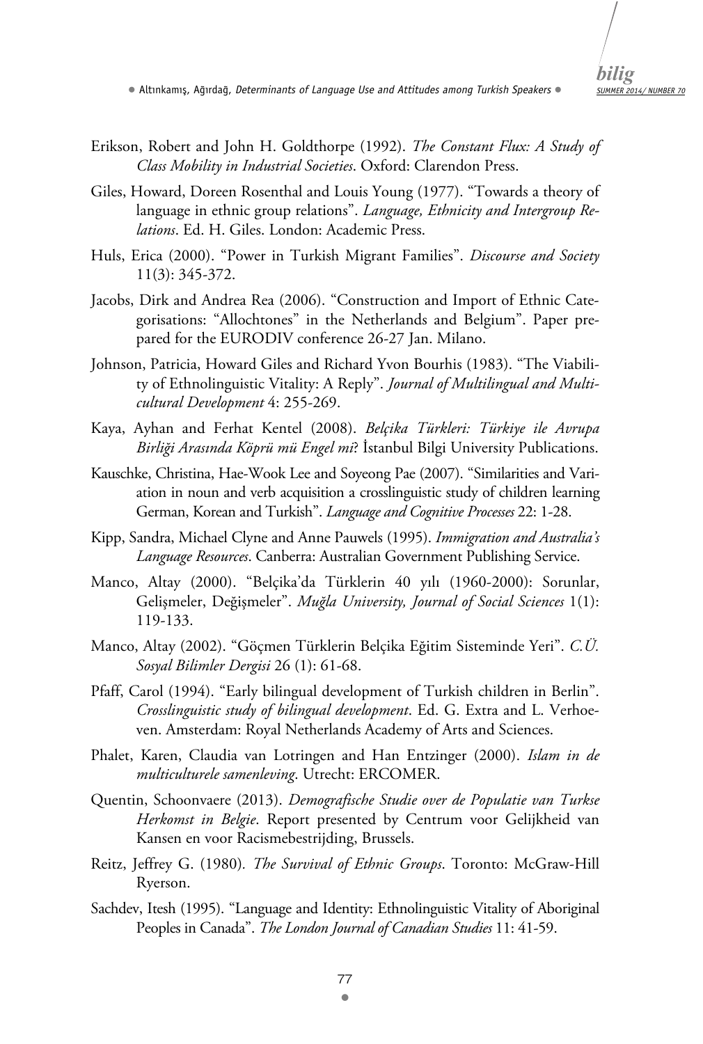Erikson, Robert and John H. Goldthorpe (1992). *The Constant Flux: A Study of Class Mobility in Industrial Societies*. Oxford: Clarendon Press.

Giles, Howard, Doreen Rosenthal and Louis Young (1977). "Towards a theory of language in ethnic group relations". *Language, Ethnicity and Intergroup Relations*. Ed. H. Giles. London: Academic Press.

Huls, Erica (2000). "Power in Turkish Migrant Families". *Discourse and Society* 11(3): 345-372.

Jacobs, Dirk and Andrea Rea (2006). "Construction and Import of Ethnic Categorisations: "Allochtones" in the Netherlands and Belgium". Paper prepared for the EURODIV conference 26-27 Jan. Milano.

Johnson, Patricia, Howard Giles and Richard Yvon Bourhis (1983). "The Viability of Ethnolinguistic Vitality: A Reply". *Journal of Multilingual and Multicultural Development* 4: 255-269.

Kaya, Ayhan and Ferhat Kentel (2008). *Belçika Türkleri: Türkiye ile Avrupa Birliği Arasında Köprü mü Engel mi*? İstanbul Bilgi University Publications.

Kauschke, Christina, Hae-Wook Lee and Soyeong Pae (2007). "Similarities and Variation in noun and verb acquisition a crosslinguistic study of children learning German, Korean and Turkish". *Language and Cognitive Processes* 22: 1-28.

Kipp, Sandra, Michael Clyne and Anne Pauwels (1995). *Immigration and Australia's Language Resources*. Canberra: Australian Government Publishing Service.

Manco, Altay (2000). "Belçika'da Türklerin 40 yılı (1960-2000): Sorunlar, Gelişmeler, Değişmeler". *Muğla University, Journal of Social Sciences* 1(1): 119-133.

Manco, Altay (2002). "Göçmen Türklerin Belçika Eğitim Sisteminde Yeri". *C.Ü. Sosyal Bilimler Dergisi* 26 (1): 61-68.

Pfaff, Carol (1994). "Early bilingual development of Turkish children in Berlin". *Crosslinguistic study of bilingual development*. Ed. G. Extra and L. Verhoeven. Amsterdam: Royal Netherlands Academy of Arts and Sciences.

Phalet, Karen, Claudia van Lotringen and Han Entzinger (2000). *Islam in de multiculturele samenleving*. Utrecht: ERCOMER.

Quentin, Schoonvaere (2013). *Demografische Studie over de Populatie van Turkse Herkomst in Belgie*. Report presented by Centrum voor Gelijkheid van Kansen en voor Racismebestrijding, Brussels.

Reitz, Jeffrey G. (1980). *The Survival of Ethnic Groups*. Toronto: McGraw-Hill Ryerson.

Sachdev, Itesh (1995). "Language and Identity: Ethnolinguistic Vitality of Aboriginal Peoples in Canada". *The London Journal of Canadian Studies* 11: 41-59.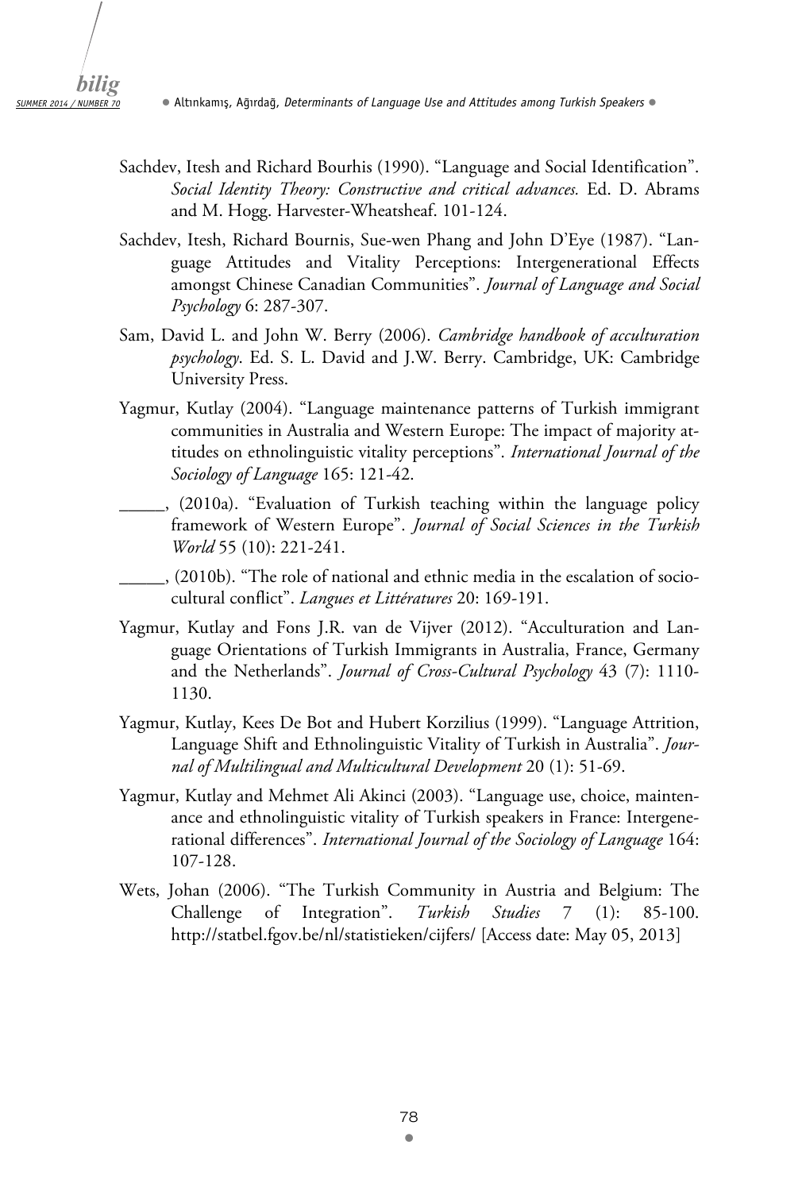Sachdev, Itesh and Richard Bourhis (1990). "Language and Social Identification". *Social Identity Theory: Constructive and critical advances.* Ed. D. Abrams and M. Hogg. Harvester-Wheatsheaf. 101-124.

Sachdev, Itesh, Richard Bournis, Sue-wen Phang and John D'Eye (1987). "Language Attitudes and Vitality Perceptions: Intergenerational Effects amongst Chinese Canadian Communities". *Journal of Language and Social Psychology* 6: 287-307.

Sam, David L. and John W. Berry (2006). *Cambridge handbook of acculturation psychology*. Ed. S. L. David and J.W. Berry. Cambridge, UK: Cambridge University Press.

Yagmur, Kutlay (2004). "Language maintenance patterns of Turkish immigrant communities in Australia and Western Europe: The impact of majority attitudes on ethnolinguistic vitality perceptions". *International Journal of the Sociology of Language* 165: 121-42.

_____, (2010a). "Evaluation of Turkish teaching within the language policy framework of Western Europe". *Journal of Social Sciences in the Turkish World* 55 (10): 221-241.

_____, (2010b). "The role of national and ethnic media in the escalation of socio-cultural conflict". *Langues et Littératures* 20: 169-191.

Yagmur, Kutlay and Fons J.R. van de Vijver (2012). "Acculturation and Language Orientations of Turkish Immigrants in Australia, France, Germany and the Netherlands". *Journal of Cross-Cultural Psychology* 43 (7): 1110-1130.

Yagmur, Kutlay, Kees De Bot and Hubert Korzilius (1999). "Language Attrition, Language Shift and Ethnolinguistic Vitality of Turkish in Australia". *Journal of Multilingual and Multicultural Development* 20 (1): 51-69.

Yagmur, Kutlay and Mehmet Ali Akinci (2003). "Language use, choice, maintenance and ethnolinguistic vitality of Turkish speakers in France: Intergenerational differences". *International Journal of the Sociology of Language* 164: 107-128.

Wets, Johan (2006). "The Turkish Community in Austria and Belgium: The Challenge of Integration". *Turkish Studies* 7 (1): 85-100. http://statbel.fgov.be/nl/statistieken/cijfers/ [Access date: May 05, 2013]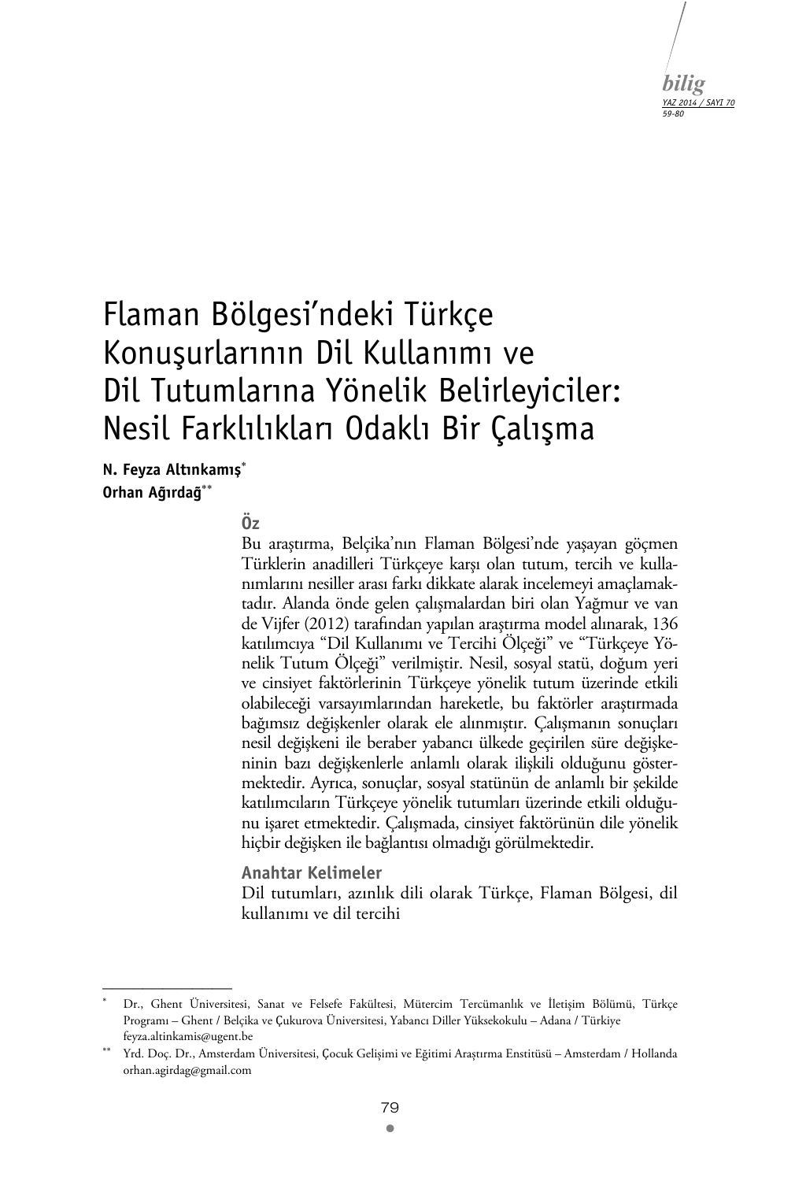# Flaman Bölgesi'ndeki Türkçe Konuşurlarının Dil Kullanımı ve Dil Tutumlarına Yönelik Belirleyiciler: Nesil Farklılıkları Odaklı Bir Çalışma

**N. Feyza Altınkamış***

**Orhan Ağırdağ****

### Öz

Bu araştırma, Belçika'nın Flaman Bölgesi'nde yaşayan göçmen Türklerin anadilleri Türkçeye karşı olan tutum, tercih ve kullanımlarını nesiller arası farkı dikkate alarak incelemeyi amaçlamaktadır. Alanda önde gelen çalışmalardan biri olan Yağmur ve van de Vijfer (2012) tarafından yapılan araştırma model alınarak, 136 katılımcıya "Dil Kullanımı ve Tercihi Ölçeği" ve "Türkçeye Yönelik Tutum Ölçeği" verilmiştir. Nesil, sosyal statü, doğum yeri ve cinsiyet faktörlerinin Türkçeye yönelik tutum üzerinde etkili olabileceği varsayımlarından hareketle, bu faktörler araştırmada bağımsız değişkenler olarak ele alınmıştır. Çalışmanın sonuçları nesil değişkeni ile beraber yabancı ülkede geçirilen süre değişkeninin bazı değişkenlerle anlamlı olarak ilişkili olduğunu göstermektedir. Ayrıca, sonuçlar, sosyal statünün de anlamlı bir şekilde katılımcıların Türkçeye yönelik tutumları üzerinde etkili olduğunu işaret etmektedir. Çalışmada, cinsiyet faktörünün dile yönelik hiçbir değişken ile bağlantısı olmadığı görülmektedir.

### Anahtar Kelimeler

Dil tutumları, azınlık dili olarak Türkçe, Flaman Bölgesi, dil kullanımı ve dil tercihi

---

\* Dr., Ghent Üniversitesi, Sanat ve Felsefe Fakültesi, Mütercim Tercümanlık ve İletişim Bölümü, Türkçe Programı – Ghent / Belçika ve Çukurova Üniversitesi, Yabancı Diller Yüksekokulu – Adana / Türkiye feyza.altinkamis@ugent.be

\** Yrd. Doç. Dr., Amsterdam Üniversitesi, Çocuk Gelişimi ve Eğitimi Araştırma Enstitüsü – Amsterdam / Hollanda orhan.agirdag@gmail.com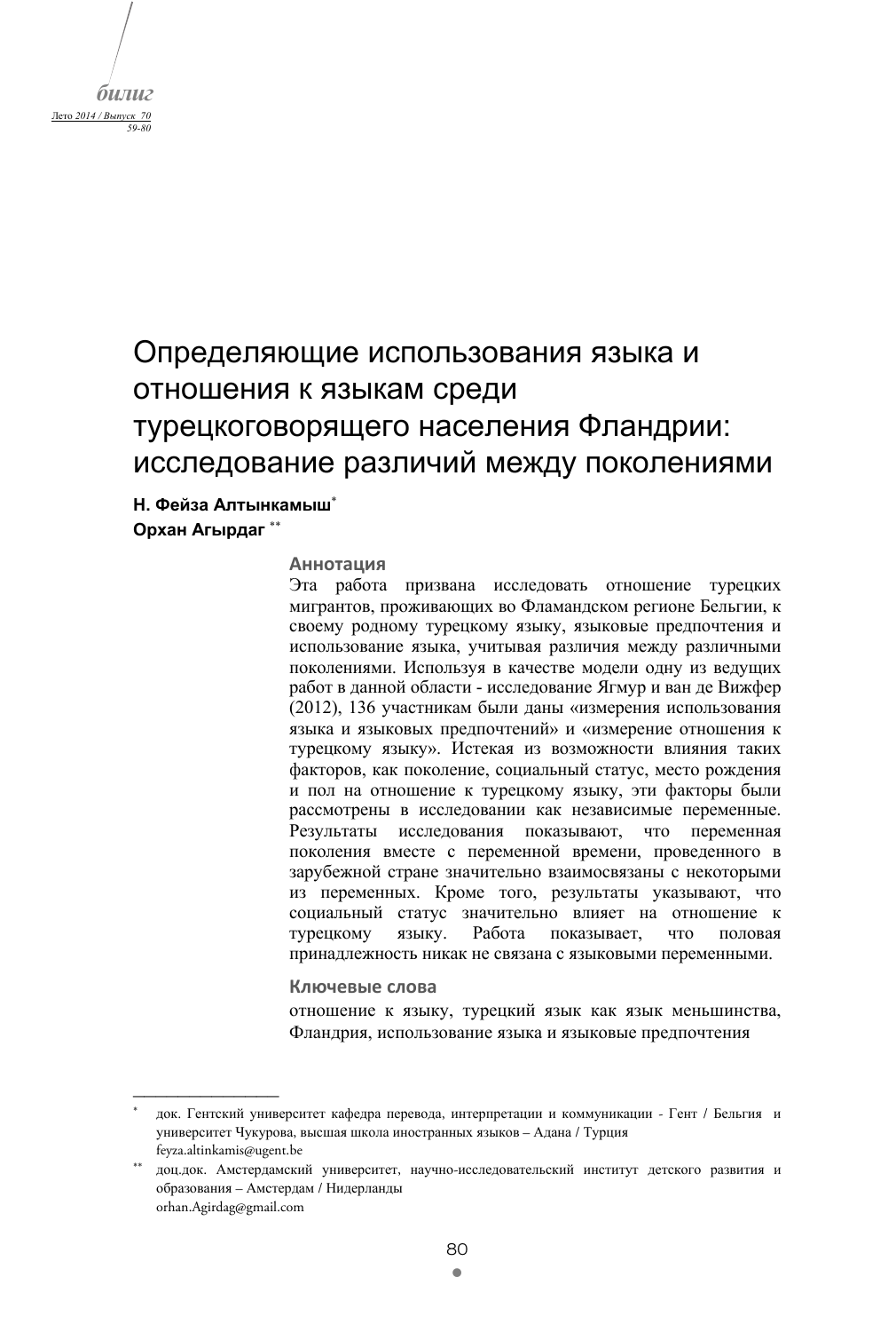# Определяющие использования языка и отношения к языкам среди турецкоговорящего населения Фландрии: исследование различий между поколениями

**Н. Фейза Алтынкамыш***

**Орхан Агырдаг****

### Аннотация

Эта работа призвана исследовать отношение турецких мигрантов, проживающих во Фламандском регионе Бельгии, к своему родному турецкому языку, языковые предпочтения и использование языка, учитывая различия между различными поколениями. Используя в качестве модели одну из ведущих работ в данной области - исследование Ягмур и ван де Вижфер (2012), 136 участникам были даны «измерения использования языка и языковых предпочтений» и «измерение отношения к турецкому языку». Истекая из возможности влияния таких факторов, как поколение, социальный статус, место рождения и пол на отношение к турецкому языку, эти факторы были рассмотрены в исследовании как независимые переменные. Результаты исследования показывают, что переменная поколения вместе с переменной времени, проведенного в зарубежной стране значительно взаимосвязаны с некоторыми из переменных. Кроме того, результаты указывают, что социальный статус значительно влияет на отношение к турецкому языку. Работа показывает, что половая принадлежность никак не связана с языковыми переменными.

### Ключевые слова

отношение к языку, турецкий язык как язык меньшинства, Фландрия, использование языка и языковые предпочтения

---

\* док. Гентский университет кафедра перевода, интерпретации и коммуникации - Гент / Бельгия и университет Чукурова, высшая школа иностранных языков – Адана / Турция
feyza.altinkamis@ugent.be

\** доц.док. Амстердамский университет, научно-исследовательский институт детского развития и образования – Амстердам / Нидерланды
orhan.Agirdag@gmail.com